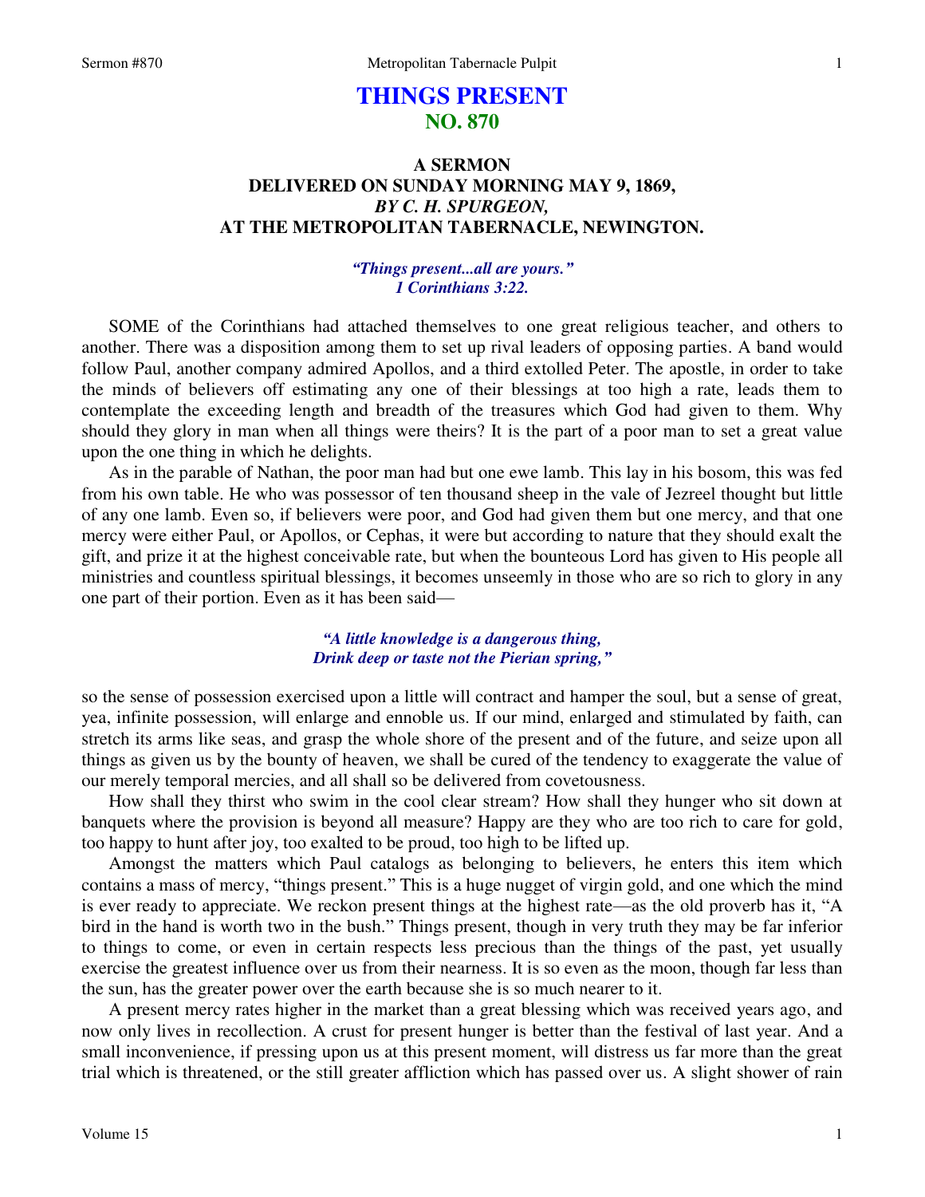# THINGS PRESENT
## NO. 870

### A SERMON
### DELIVERED ON SUNDAY MORNING MAY 9, 1869,
### *BY C. H. SPURGEON,*
### AT THE METROPOLITAN TABERNACLE, NEWINGTON.

***"Things present...all are yours."***
***1 Corinthians 3:22.***

SOME of the Corinthians had attached themselves to one great religious teacher, and others to another. There was a disposition among them to set up rival leaders of opposing parties. A band would follow Paul, another company admired Apollos, and a third extolled Peter. The apostle, in order to take the minds of believers off estimating any one of their blessings at too high a rate, leads them to contemplate the exceeding length and breadth of the treasures which God had given to them. Why should they glory in man when all things were theirs? It is the part of a poor man to set a great value upon the one thing in which he delights.

As in the parable of Nathan, the poor man had but one ewe lamb. This lay in his bosom, this was fed from his own table. He who was possessor of ten thousand sheep in the vale of Jezreel thought but little of any one lamb. Even so, if believers were poor, and God had given them but one mercy, and that one mercy were either Paul, or Apollos, or Cephas, it were but according to nature that they should exalt the gift, and prize it at the highest conceivable rate, but when the bounteous Lord has given to His people all ministries and countless spiritual blessings, it becomes unseemly in those who are so rich to glory in any one part of their portion. Even as it has been said—

*"A little knowledge is a dangerous thing,*
*Drink deep or taste not the Pierian spring,"*

so the sense of possession exercised upon a little will contract and hamper the soul, but a sense of great, yea, infinite possession, will enlarge and ennoble us. If our mind, enlarged and stimulated by faith, can stretch its arms like seas, and grasp the whole shore of the present and of the future, and seize upon all things as given us by the bounty of heaven, we shall be cured of the tendency to exaggerate the value of our merely temporal mercies, and all shall so be delivered from covetousness.

How shall they thirst who swim in the cool clear stream? How shall they hunger who sit down at banquets where the provision is beyond all measure? Happy are they who are too rich to care for gold, too happy to hunt after joy, too exalted to be proud, too high to be lifted up.

Amongst the matters which Paul catalogs as belonging to believers, he enters this item which contains a mass of mercy, "things present." This is a huge nugget of virgin gold, and one which the mind is ever ready to appreciate. We reckon present things at the highest rate—as the old proverb has it, "A bird in the hand is worth two in the bush." Things present, though in very truth they may be far inferior to things to come, or even in certain respects less precious than the things of the past, yet usually exercise the greatest influence over us from their nearness. It is so even as the moon, though far less than the sun, has the greater power over the earth because she is so much nearer to it.

A present mercy rates higher in the market than a great blessing which was received years ago, and now only lives in recollection. A crust for present hunger is better than the festival of last year. And a small inconvenience, if pressing upon us at this present moment, will distress us far more than the great trial which is threatened, or the still greater affliction which has passed over us. A slight shower of rain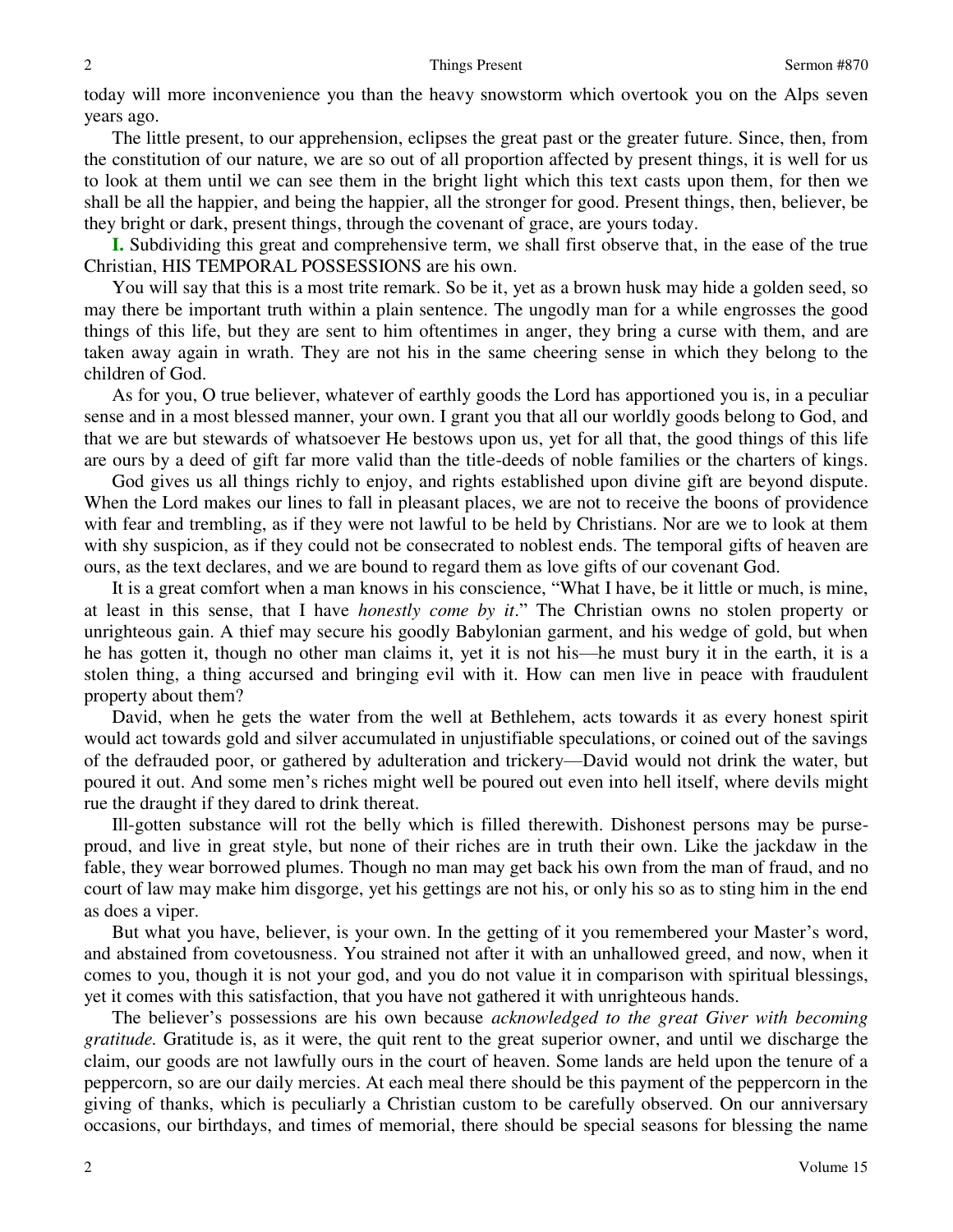today will more inconvenience you than the heavy snowstorm which overtook you on the Alps seven years ago.

The little present, to our apprehension, eclipses the great past or the greater future. Since, then, from the constitution of our nature, we are so out of all proportion affected by present things, it is well for us to look at them until we can see them in the bright light which this text casts upon them, for then we shall be all the happier, and being the happier, all the stronger for good. Present things, then, believer, be they bright or dark, present things, through the covenant of grace, are yours today.

**I.** Subdividing this great and comprehensive term, we shall first observe that, in the ease of the true Christian, HIS TEMPORAL POSSESSIONS are his own.

You will say that this is a most trite remark. So be it, yet as a brown husk may hide a golden seed, so may there be important truth within a plain sentence. The ungodly man for a while engrosses the good things of this life, but they are sent to him oftentimes in anger, they bring a curse with them, and are taken away again in wrath. They are not his in the same cheering sense in which they belong to the children of God.

As for you, O true believer, whatever of earthly goods the Lord has apportioned you is, in a peculiar sense and in a most blessed manner, your own. I grant you that all our worldly goods belong to God, and that we are but stewards of whatsoever He bestows upon us, yet for all that, the good things of this life are ours by a deed of gift far more valid than the title-deeds of noble families or the charters of kings.

God gives us all things richly to enjoy, and rights established upon divine gift are beyond dispute. When the Lord makes our lines to fall in pleasant places, we are not to receive the boons of providence with fear and trembling, as if they were not lawful to be held by Christians. Nor are we to look at them with shy suspicion, as if they could not be consecrated to noblest ends. The temporal gifts of heaven are ours, as the text declares, and we are bound to regard them as love gifts of our covenant God.

It is a great comfort when a man knows in his conscience, "What I have, be it little or much, is mine, at least in this sense, that I have *honestly come by it*." The Christian owns no stolen property or unrighteous gain. A thief may secure his goodly Babylonian garment, and his wedge of gold, but when he has gotten it, though no other man claims it, yet it is not his—he must bury it in the earth, it is a stolen thing, a thing accursed and bringing evil with it. How can men live in peace with fraudulent property about them?

David, when he gets the water from the well at Bethlehem, acts towards it as every honest spirit would act towards gold and silver accumulated in unjustifiable speculations, or coined out of the savings of the defrauded poor, or gathered by adulteration and trickery—David would not drink the water, but poured it out. And some men's riches might well be poured out even into hell itself, where devils might rue the draught if they dared to drink thereat.

Ill-gotten substance will rot the belly which is filled therewith. Dishonest persons may be purse-proud, and live in great style, but none of their riches are in truth their own. Like the jackdaw in the fable, they wear borrowed plumes. Though no man may get back his own from the man of fraud, and no court of law may make him disgorge, yet his gettings are not his, or only his so as to sting him in the end as does a viper.

But what you have, believer, is your own. In the getting of it you remembered your Master's word, and abstained from covetousness. You strained not after it with an unhallowed greed, and now, when it comes to you, though it is not your god, and you do not value it in comparison with spiritual blessings, yet it comes with this satisfaction, that you have not gathered it with unrighteous hands.

The believer's possessions are his own because *acknowledged to the great Giver with becoming gratitude.* Gratitude is, as it were, the quit rent to the great superior owner, and until we discharge the claim, our goods are not lawfully ours in the court of heaven. Some lands are held upon the tenure of a peppercorn, so are our daily mercies. At each meal there should be this payment of the peppercorn in the giving of thanks, which is peculiarly a Christian custom to be carefully observed. On our anniversary occasions, our birthdays, and times of memorial, there should be special seasons for blessing the name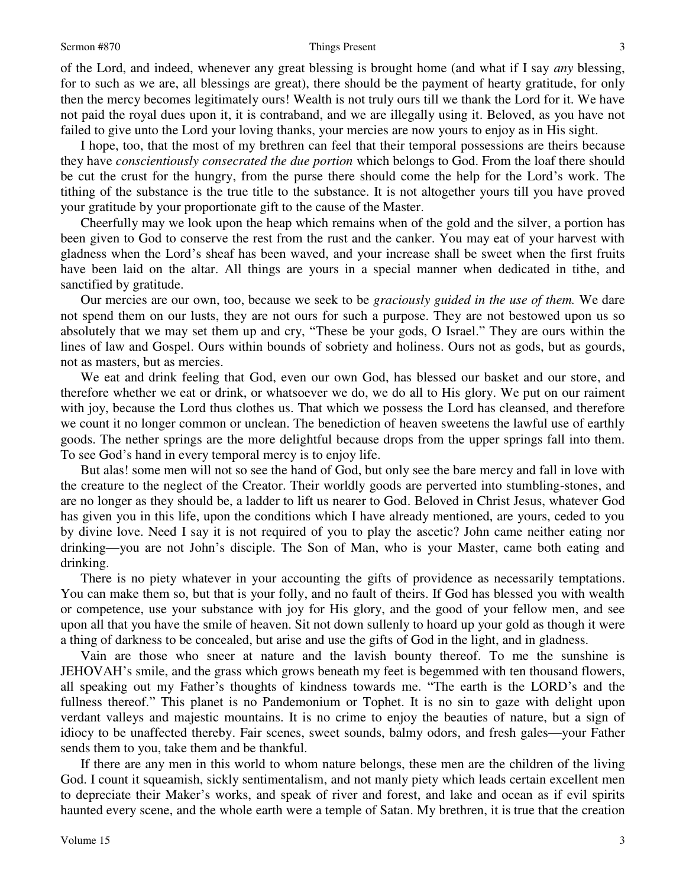of the Lord, and indeed, whenever any great blessing is brought home (and what if I say *any* blessing, for to such as we are, all blessings are great), there should be the payment of hearty gratitude, for only then the mercy becomes legitimately ours! Wealth is not truly ours till we thank the Lord for it. We have not paid the royal dues upon it, it is contraband, and we are illegally using it. Beloved, as you have not failed to give unto the Lord your loving thanks, your mercies are now yours to enjoy as in His sight.

I hope, too, that the most of my brethren can feel that their temporal possessions are theirs because they have *conscientiously consecrated the due portion* which belongs to God. From the loaf there should be cut the crust for the hungry, from the purse there should come the help for the Lord's work. The tithing of the substance is the true title to the substance. It is not altogether yours till you have proved your gratitude by your proportionate gift to the cause of the Master.

Cheerfully may we look upon the heap which remains when of the gold and the silver, a portion has been given to God to conserve the rest from the rust and the canker. You may eat of your harvest with gladness when the Lord's sheaf has been waved, and your increase shall be sweet when the first fruits have been laid on the altar. All things are yours in a special manner when dedicated in tithe, and sanctified by gratitude.

Our mercies are our own, too, because we seek to be *graciously guided in the use of them.* We dare not spend them on our lusts, they are not ours for such a purpose. They are not bestowed upon us so absolutely that we may set them up and cry, "These be your gods, O Israel." They are ours within the lines of law and Gospel. Ours within bounds of sobriety and holiness. Ours not as gods, but as gourds, not as masters, but as mercies.

We eat and drink feeling that God, even our own God, has blessed our basket and our store, and therefore whether we eat or drink, or whatsoever we do, we do all to His glory. We put on our raiment with joy, because the Lord thus clothes us. That which we possess the Lord has cleansed, and therefore we count it no longer common or unclean. The benediction of heaven sweetens the lawful use of earthly goods. The nether springs are the more delightful because drops from the upper springs fall into them. To see God's hand in every temporal mercy is to enjoy life.

But alas! some men will not so see the hand of God, but only see the bare mercy and fall in love with the creature to the neglect of the Creator. Their worldly goods are perverted into stumbling-stones, and are no longer as they should be, a ladder to lift us nearer to God. Beloved in Christ Jesus, whatever God has given you in this life, upon the conditions which I have already mentioned, are yours, ceded to you by divine love. Need I say it is not required of you to play the ascetic? John came neither eating nor drinking—you are not John's disciple. The Son of Man, who is your Master, came both eating and drinking.

There is no piety whatever in your accounting the gifts of providence as necessarily temptations. You can make them so, but that is your folly, and no fault of theirs. If God has blessed you with wealth or competence, use your substance with joy for His glory, and the good of your fellow men, and see upon all that you have the smile of heaven. Sit not down sullenly to hoard up your gold as though it were a thing of darkness to be concealed, but arise and use the gifts of God in the light, and in gladness.

Vain are those who sneer at nature and the lavish bounty thereof. To me the sunshine is JEHOVAH's smile, and the grass which grows beneath my feet is begemmed with ten thousand flowers, all speaking out my Father's thoughts of kindness towards me. "The earth is the LORD's and the fullness thereof." This planet is no Pandemonium or Tophet. It is no sin to gaze with delight upon verdant valleys and majestic mountains. It is no crime to enjoy the beauties of nature, but a sign of idiocy to be unaffected thereby. Fair scenes, sweet sounds, balmy odors, and fresh gales—your Father sends them to you, take them and be thankful.

If there are any men in this world to whom nature belongs, these men are the children of the living God. I count it squeamish, sickly sentimentalism, and not manly piety which leads certain excellent men to depreciate their Maker's works, and speak of river and forest, and lake and ocean as if evil spirits haunted every scene, and the whole earth were a temple of Satan. My brethren, it is true that the creation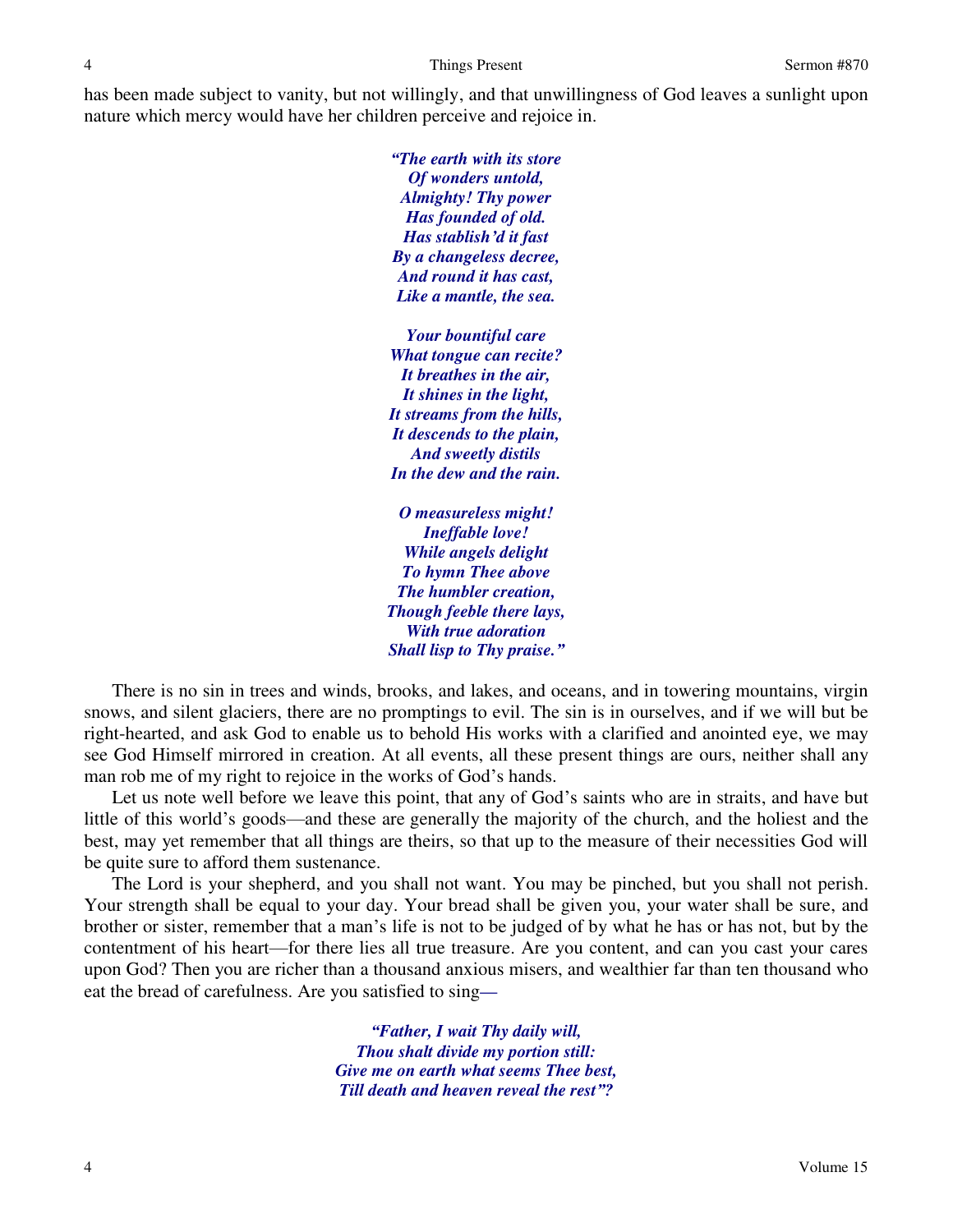has been made subject to vanity, but not willingly, and that unwillingness of God leaves a sunlight upon nature which mercy would have her children perceive and rejoice in.

> *"The earth with its store*
> *Of wonders untold,*
> *Almighty! Thy power*
> *Has founded of old.*
> *Has stablish'd it fast*
> *By a changeless decree,*
> *And round it has cast,*
> *Like a mantle, the sea.*
>
> *Your bountiful care*
> *What tongue can recite?*
> *It breathes in the air,*
> *It shines in the light,*
> *It streams from the hills,*
> *It descends to the plain,*
> *And sweetly distils*
> *In the dew and the rain.*
>
> *O measureless might!*
> *Ineffable love!*
> *While angels delight*
> *To hymn Thee above*
> *The humbler creation,*
> *Though feeble there lays,*
> *With true adoration*
> *Shall lisp to Thy praise."*

There is no sin in trees and winds, brooks, and lakes, and oceans, and in towering mountains, virgin snows, and silent glaciers, there are no promptings to evil. The sin is in ourselves, and if we will but be right-hearted, and ask God to enable us to behold His works with a clarified and anointed eye, we may see God Himself mirrored in creation. At all events, all these present things are ours, neither shall any man rob me of my right to rejoice in the works of God's hands.

Let us note well before we leave this point, that any of God's saints who are in straits, and have but little of this world's goods—and these are generally the majority of the church, and the holiest and the best, may yet remember that all things are theirs, so that up to the measure of their necessities God will be quite sure to afford them sustenance.

The Lord is your shepherd, and you shall not want. You may be pinched, but you shall not perish. Your strength shall be equal to your day. Your bread shall be given you, your water shall be sure, and brother or sister, remember that a man's life is not to be judged of by what he has or has not, but by the contentment of his heart—for there lies all true treasure. Are you content, and can you cast your cares upon God? Then you are richer than a thousand anxious misers, and wealthier far than ten thousand who eat the bread of carefulness. Are you satisfied to sing—

> *"Father, I wait Thy daily will,*
> *Thou shalt divide my portion still:*
> *Give me on earth what seems Thee best,*
> *Till death and heaven reveal the rest"?*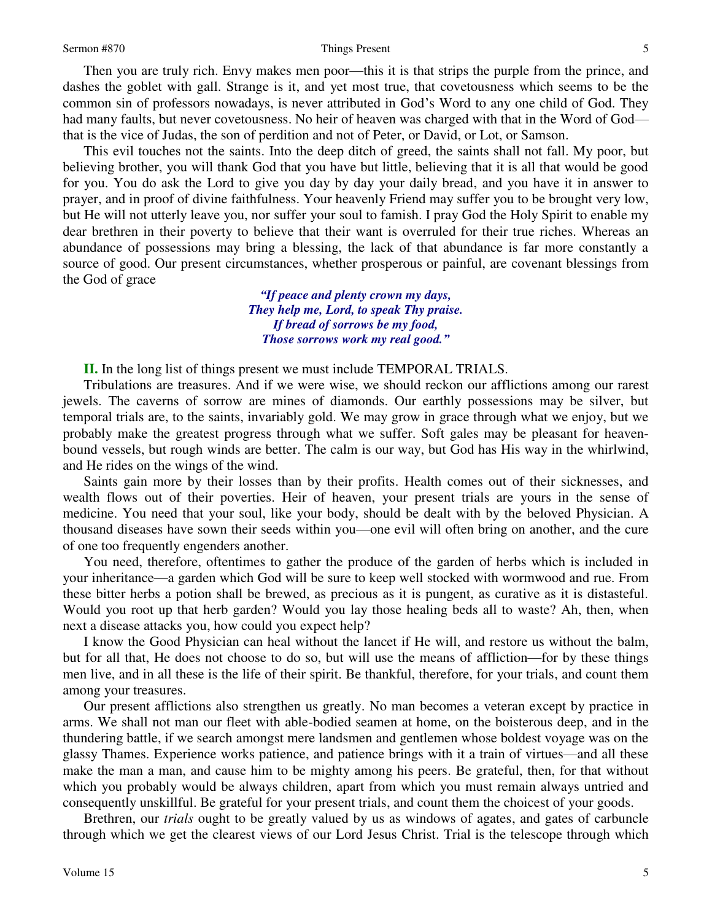Then you are truly rich. Envy makes men poor—this it is that strips the purple from the prince, and dashes the goblet with gall. Strange is it, and yet most true, that covetousness which seems to be the common sin of professors nowadays, is never attributed in God's Word to any one child of God. They had many faults, but never covetousness. No heir of heaven was charged with that in the Word of God—that is the vice of Judas, the son of perdition and not of Peter, or David, or Lot, or Samson.

This evil touches not the saints. Into the deep ditch of greed, the saints shall not fall. My poor, but believing brother, you will thank God that you have but little, believing that it is all that would be good for you. You do ask the Lord to give you day by day your daily bread, and you have it in answer to prayer, and in proof of divine faithfulness. Your heavenly Friend may suffer you to be brought very low, but He will not utterly leave you, nor suffer your soul to famish. I pray God the Holy Spirit to enable my dear brethren in their poverty to believe that their want is overruled for their true riches. Whereas an abundance of possessions may bring a blessing, the lack of that abundance is far more constantly a source of good. Our present circumstances, whether prosperous or painful, are covenant blessings from the God of grace

> ***"If peace and plenty crown my days,***
> ***They help me, Lord, to speak Thy praise.***
> ***If bread of sorrows be my food,***
> ***Those sorrows work my real good."***

**II.** In the long list of things present we must include TEMPORAL TRIALS.

Tribulations are treasures. And if we were wise, we should reckon our afflictions among our rarest jewels. The caverns of sorrow are mines of diamonds. Our earthly possessions may be silver, but temporal trials are, to the saints, invariably gold. We may grow in grace through what we enjoy, but we probably make the greatest progress through what we suffer. Soft gales may be pleasant for heaven-bound vessels, but rough winds are better. The calm is our way, but God has His way in the whirlwind, and He rides on the wings of the wind.

Saints gain more by their losses than by their profits. Health comes out of their sicknesses, and wealth flows out of their poverties. Heir of heaven, your present trials are yours in the sense of medicine. You need that your soul, like your body, should be dealt with by the beloved Physician. A thousand diseases have sown their seeds within you—one evil will often bring on another, and the cure of one too frequently engenders another.

You need, therefore, oftentimes to gather the produce of the garden of herbs which is included in your inheritance—a garden which God will be sure to keep well stocked with wormwood and rue. From these bitter herbs a potion shall be brewed, as precious as it is pungent, as curative as it is distasteful. Would you root up that herb garden? Would you lay those healing beds all to waste? Ah, then, when next a disease attacks you, how could you expect help?

I know the Good Physician can heal without the lancet if He will, and restore us without the balm, but for all that, He does not choose to do so, but will use the means of affliction—for by these things men live, and in all these is the life of their spirit. Be thankful, therefore, for your trials, and count them among your treasures.

Our present afflictions also strengthen us greatly. No man becomes a veteran except by practice in arms. We shall not man our fleet with able-bodied seamen at home, on the boisterous deep, and in the thundering battle, if we search amongst mere landsmen and gentlemen whose boldest voyage was on the glassy Thames. Experience works patience, and patience brings with it a train of virtues—and all these make the man a man, and cause him to be mighty among his peers. Be grateful, then, for that without which you probably would be always children, apart from which you must remain always untried and consequently unskillful. Be grateful for your present trials, and count them the choicest of your goods.

Brethren, our *trials* ought to be greatly valued by us as windows of agates, and gates of carbuncle through which we get the clearest views of our Lord Jesus Christ. Trial is the telescope through which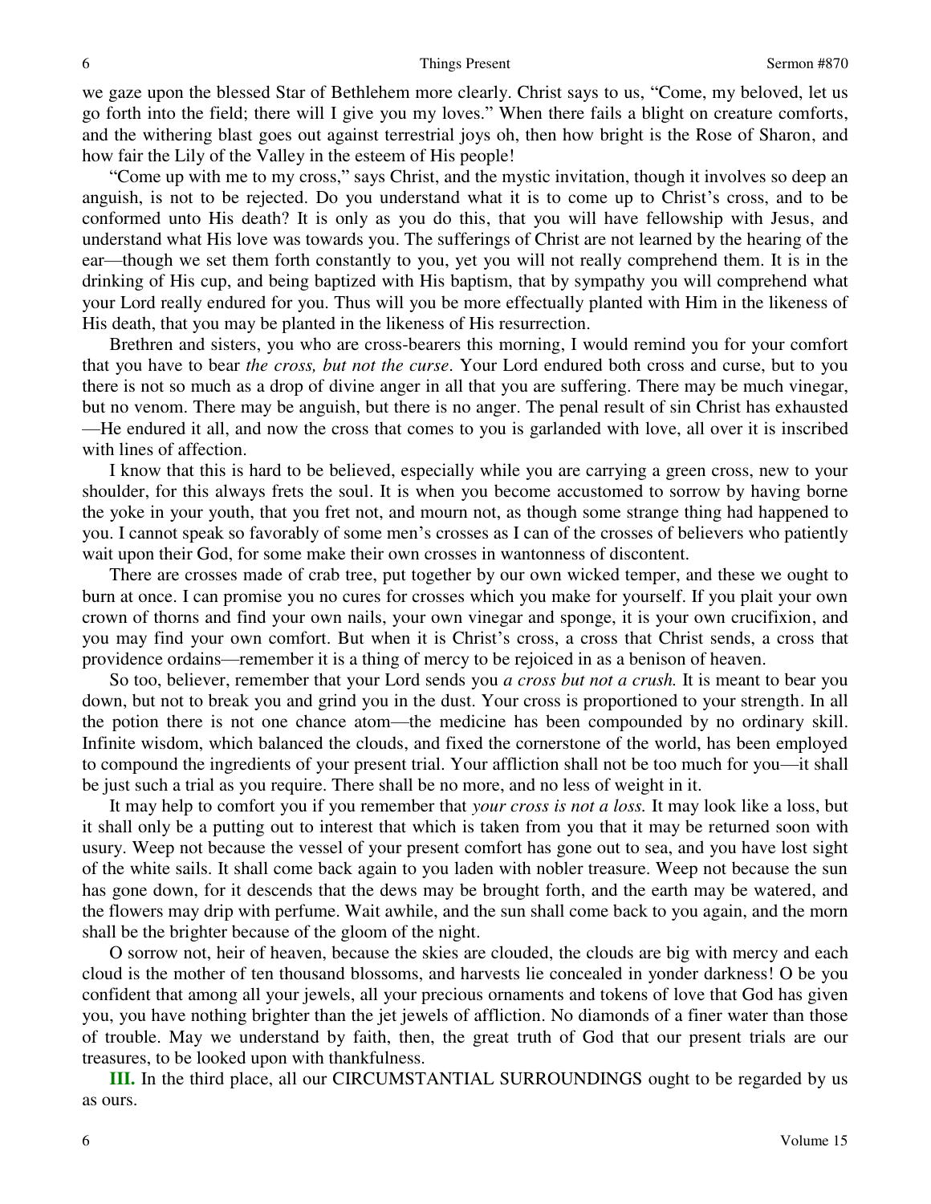we gaze upon the blessed Star of Bethlehem more clearly. Christ says to us, "Come, my beloved, let us go forth into the field; there will I give you my loves." When there fails a blight on creature comforts, and the withering blast goes out against terrestrial joys oh, then how bright is the Rose of Sharon, and how fair the Lily of the Valley in the esteem of His people!

"Come up with me to my cross," says Christ, and the mystic invitation, though it involves so deep an anguish, is not to be rejected. Do you understand what it is to come up to Christ's cross, and to be conformed unto His death? It is only as you do this, that you will have fellowship with Jesus, and understand what His love was towards you. The sufferings of Christ are not learned by the hearing of the ear—though we set them forth constantly to you, yet you will not really comprehend them. It is in the drinking of His cup, and being baptized with His baptism, that by sympathy you will comprehend what your Lord really endured for you. Thus will you be more effectually planted with Him in the likeness of His death, that you may be planted in the likeness of His resurrection.

Brethren and sisters, you who are cross-bearers this morning, I would remind you for your comfort that you have to bear *the cross, but not the curse*. Your Lord endured both cross and curse, but to you there is not so much as a drop of divine anger in all that you are suffering. There may be much vinegar, but no venom. There may be anguish, but there is no anger. The penal result of sin Christ has exhausted—He endured it all, and now the cross that comes to you is garlanded with love, all over it is inscribed with lines of affection.

I know that this is hard to be believed, especially while you are carrying a green cross, new to your shoulder, for this always frets the soul. It is when you become accustomed to sorrow by having borne the yoke in your youth, that you fret not, and mourn not, as though some strange thing had happened to you. I cannot speak so favorably of some men's crosses as I can of the crosses of believers who patiently wait upon their God, for some make their own crosses in wantonness of discontent.

There are crosses made of crab tree, put together by our own wicked temper, and these we ought to burn at once. I can promise you no cures for crosses which you make for yourself. If you plait your own crown of thorns and find your own nails, your own vinegar and sponge, it is your own crucifixion, and you may find your own comfort. But when it is Christ's cross, a cross that Christ sends, a cross that providence ordains—remember it is a thing of mercy to be rejoiced in as a benison of heaven.

So too, believer, remember that your Lord sends you *a cross but not a crush.* It is meant to bear you down, but not to break you and grind you in the dust. Your cross is proportioned to your strength. In all the potion there is not one chance atom—the medicine has been compounded by no ordinary skill. Infinite wisdom, which balanced the clouds, and fixed the cornerstone of the world, has been employed to compound the ingredients of your present trial. Your affliction shall not be too much for you—it shall be just such a trial as you require. There shall be no more, and no less of weight in it.

It may help to comfort you if you remember that *your cross is not a loss.* It may look like a loss, but it shall only be a putting out to interest that which is taken from you that it may be returned soon with usury. Weep not because the vessel of your present comfort has gone out to sea, and you have lost sight of the white sails. It shall come back again to you laden with nobler treasure. Weep not because the sun has gone down, for it descends that the dews may be brought forth, and the earth may be watered, and the flowers may drip with perfume. Wait awhile, and the sun shall come back to you again, and the morn shall be the brighter because of the gloom of the night.

O sorrow not, heir of heaven, because the skies are clouded, the clouds are big with mercy and each cloud is the mother of ten thousand blossoms, and harvests lie concealed in yonder darkness! O be you confident that among all your jewels, all your precious ornaments and tokens of love that God has given you, you have nothing brighter than the jet jewels of affliction. No diamonds of a finer water than those of trouble. May we understand by faith, then, the great truth of God that our present trials are our treasures, to be looked upon with thankfulness.

**III.** In the third place, all our CIRCUMSTANTIAL SURROUNDINGS ought to be regarded by us as ours.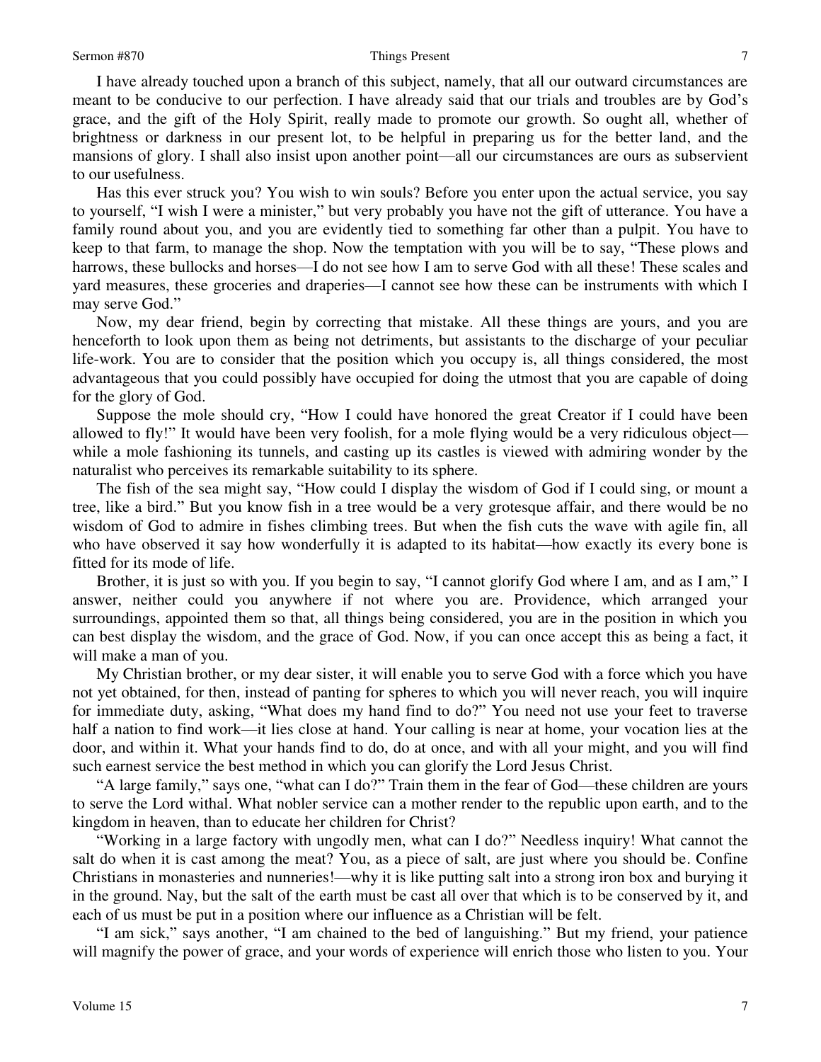I have already touched upon a branch of this subject, namely, that all our outward circumstances are meant to be conducive to our perfection. I have already said that our trials and troubles are by God's grace, and the gift of the Holy Spirit, really made to promote our growth. So ought all, whether of brightness or darkness in our present lot, to be helpful in preparing us for the better land, and the mansions of glory. I shall also insist upon another point—all our circumstances are ours as subservient to our usefulness.

Has this ever struck you? You wish to win souls? Before you enter upon the actual service, you say to yourself, "I wish I were a minister," but very probably you have not the gift of utterance. You have a family round about you, and you are evidently tied to something far other than a pulpit. You have to keep to that farm, to manage the shop. Now the temptation with you will be to say, "These plows and harrows, these bullocks and horses—I do not see how I am to serve God with all these! These scales and yard measures, these groceries and draperies—I cannot see how these can be instruments with which I may serve God."

Now, my dear friend, begin by correcting that mistake. All these things are yours, and you are henceforth to look upon them as being not detriments, but assistants to the discharge of your peculiar life-work. You are to consider that the position which you occupy is, all things considered, the most advantageous that you could possibly have occupied for doing the utmost that you are capable of doing for the glory of God.

Suppose the mole should cry, "How I could have honored the great Creator if I could have been allowed to fly!" It would have been very foolish, for a mole flying would be a very ridiculous object—while a mole fashioning its tunnels, and casting up its castles is viewed with admiring wonder by the naturalist who perceives its remarkable suitability to its sphere.

The fish of the sea might say, "How could I display the wisdom of God if I could sing, or mount a tree, like a bird." But you know fish in a tree would be a very grotesque affair, and there would be no wisdom of God to admire in fishes climbing trees. But when the fish cuts the wave with agile fin, all who have observed it say how wonderfully it is adapted to its habitat—how exactly its every bone is fitted for its mode of life.

Brother, it is just so with you. If you begin to say, "I cannot glorify God where I am, and as I am," I answer, neither could you anywhere if not where you are. Providence, which arranged your surroundings, appointed them so that, all things being considered, you are in the position in which you can best display the wisdom, and the grace of God. Now, if you can once accept this as being a fact, it will make a man of you.

My Christian brother, or my dear sister, it will enable you to serve God with a force which you have not yet obtained, for then, instead of panting for spheres to which you will never reach, you will inquire for immediate duty, asking, "What does my hand find to do?" You need not use your feet to traverse half a nation to find work—it lies close at hand. Your calling is near at home, your vocation lies at the door, and within it. What your hands find to do, do at once, and with all your might, and you will find such earnest service the best method in which you can glorify the Lord Jesus Christ.

"A large family," says one, "what can I do?" Train them in the fear of God—these children are yours to serve the Lord withal. What nobler service can a mother render to the republic upon earth, and to the kingdom in heaven, than to educate her children for Christ?

"Working in a large factory with ungodly men, what can I do?" Needless inquiry! What cannot the salt do when it is cast among the meat? You, as a piece of salt, are just where you should be. Confine Christians in monasteries and nunneries!—why it is like putting salt into a strong iron box and burying it in the ground. Nay, but the salt of the earth must be cast all over that which is to be conserved by it, and each of us must be put in a position where our influence as a Christian will be felt.

"I am sick," says another, "I am chained to the bed of languishing." But my friend, your patience will magnify the power of grace, and your words of experience will enrich those who listen to you. Your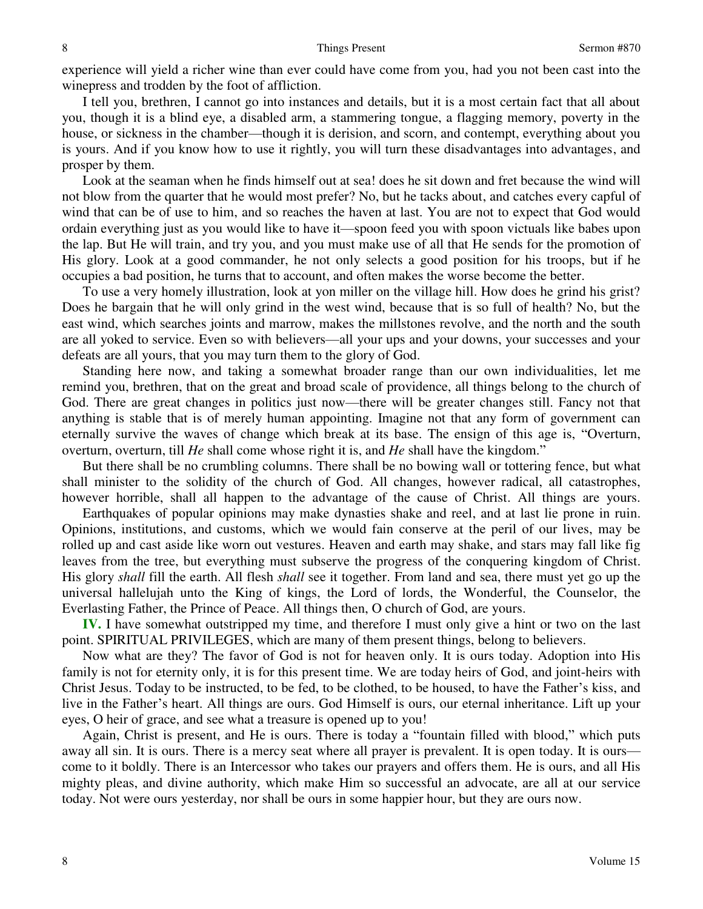experience will yield a richer wine than ever could have come from you, had you not been cast into the winepress and trodden by the foot of affliction.

I tell you, brethren, I cannot go into instances and details, but it is a most certain fact that all about you, though it is a blind eye, a disabled arm, a stammering tongue, a flagging memory, poverty in the house, or sickness in the chamber—though it is derision, and scorn, and contempt, everything about you is yours. And if you know how to use it rightly, you will turn these disadvantages into advantages, and prosper by them.

Look at the seaman when he finds himself out at sea! does he sit down and fret because the wind will not blow from the quarter that he would most prefer? No, but he tacks about, and catches every capful of wind that can be of use to him, and so reaches the haven at last. You are not to expect that God would ordain everything just as you would like to have it—spoon feed you with spoon victuals like babes upon the lap. But He will train, and try you, and you must make use of all that He sends for the promotion of His glory. Look at a good commander, he not only selects a good position for his troops, but if he occupies a bad position, he turns that to account, and often makes the worse become the better.

To use a very homely illustration, look at yon miller on the village hill. How does he grind his grist? Does he bargain that he will only grind in the west wind, because that is so full of health? No, but the east wind, which searches joints and marrow, makes the millstones revolve, and the north and the south are all yoked to service. Even so with believers—all your ups and your downs, your successes and your defeats are all yours, that you may turn them to the glory of God.

Standing here now, and taking a somewhat broader range than our own individualities, let me remind you, brethren, that on the great and broad scale of providence, all things belong to the church of God. There are great changes in politics just now—there will be greater changes still. Fancy not that anything is stable that is of merely human appointing. Imagine not that any form of government can eternally survive the waves of change which break at its base. The ensign of this age is, "Overturn, overturn, overturn, till *He* shall come whose right it is, and *He* shall have the kingdom."

But there shall be no crumbling columns. There shall be no bowing wall or tottering fence, but what shall minister to the solidity of the church of God. All changes, however radical, all catastrophes, however horrible, shall all happen to the advantage of the cause of Christ. All things are yours.

Earthquakes of popular opinions may make dynasties shake and reel, and at last lie prone in ruin. Opinions, institutions, and customs, which we would fain conserve at the peril of our lives, may be rolled up and cast aside like worn out vestures. Heaven and earth may shake, and stars may fall like fig leaves from the tree, but everything must subserve the progress of the conquering kingdom of Christ. His glory *shall* fill the earth. All flesh *shall* see it together. From land and sea, there must yet go up the universal hallelujah unto the King of kings, the Lord of lords, the Wonderful, the Counselor, the Everlasting Father, the Prince of Peace. All things then, O church of God, are yours.

**IV.** I have somewhat outstripped my time, and therefore I must only give a hint or two on the last point. SPIRITUAL PRIVILEGES, which are many of them present things, belong to believers.

Now what are they? The favor of God is not for heaven only. It is ours today. Adoption into His family is not for eternity only, it is for this present time. We are today heirs of God, and joint-heirs with Christ Jesus. Today to be instructed, to be fed, to be clothed, to be housed, to have the Father's kiss, and live in the Father's heart. All things are ours. God Himself is ours, our eternal inheritance. Lift up your eyes, O heir of grace, and see what a treasure is opened up to you!

Again, Christ is present, and He is ours. There is today a "fountain filled with blood," which puts away all sin. It is ours. There is a mercy seat where all prayer is prevalent. It is open today. It is ours—come to it boldly. There is an Intercessor who takes our prayers and offers them. He is ours, and all His mighty pleas, and divine authority, which make Him so successful an advocate, are all at our service today. Not were ours yesterday, nor shall be ours in some happier hour, but they are ours now.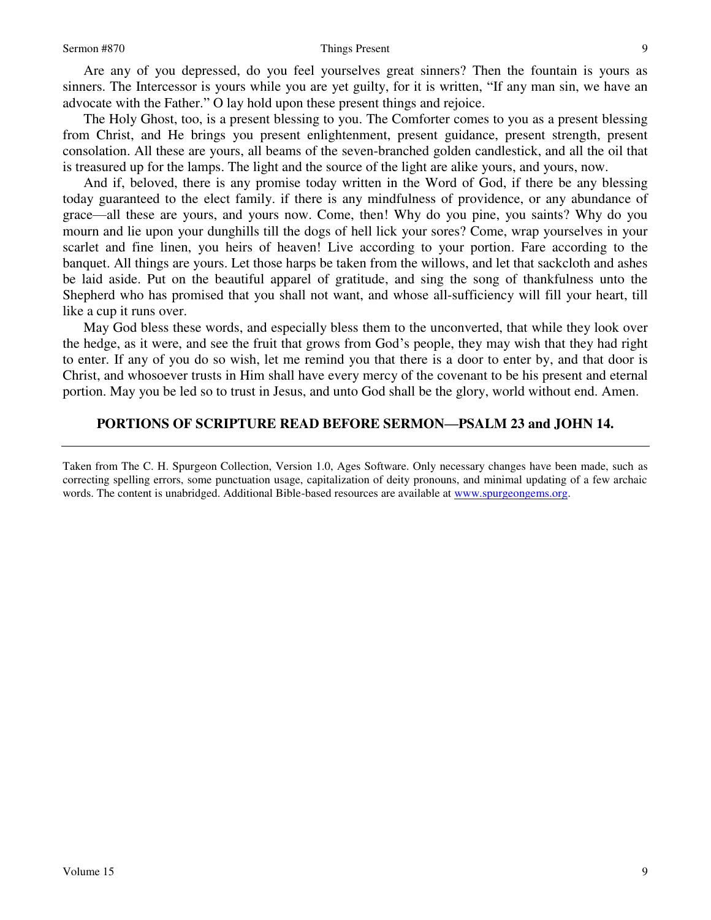Are any of you depressed, do you feel yourselves great sinners? Then the fountain is yours as sinners. The Intercessor is yours while you are yet guilty, for it is written, "If any man sin, we have an advocate with the Father." O lay hold upon these present things and rejoice.

The Holy Ghost, too, is a present blessing to you. The Comforter comes to you as a present blessing from Christ, and He brings you present enlightenment, present guidance, present strength, present consolation. All these are yours, all beams of the seven-branched golden candlestick, and all the oil that is treasured up for the lamps. The light and the source of the light are alike yours, and yours, now.

And if, beloved, there is any promise today written in the Word of God, if there be any blessing today guaranteed to the elect family. if there is any mindfulness of providence, or any abundance of grace—all these are yours, and yours now. Come, then! Why do you pine, you saints? Why do you mourn and lie upon your dunghills till the dogs of hell lick your sores? Come, wrap yourselves in your scarlet and fine linen, you heirs of heaven! Live according to your portion. Fare according to the banquet. All things are yours. Let those harps be taken from the willows, and let that sackcloth and ashes be laid aside. Put on the beautiful apparel of gratitude, and sing the song of thankfulness unto the Shepherd who has promised that you shall not want, and whose all-sufficiency will fill your heart, till like a cup it runs over.

May God bless these words, and especially bless them to the unconverted, that while they look over the hedge, as it were, and see the fruit that grows from God's people, they may wish that they had right to enter. If any of you do so wish, let me remind you that there is a door to enter by, and that door is Christ, and whosoever trusts in Him shall have every mercy of the covenant to be his present and eternal portion. May you be led so to trust in Jesus, and unto God shall be the glory, world without end. Amen.

**PORTIONS OF SCRIPTURE READ BEFORE SERMON—PSALM 23 and JOHN 14.**

---

Taken from The C. H. Spurgeon Collection, Version 1.0, Ages Software. Only necessary changes have been made, such as correcting spelling errors, some punctuation usage, capitalization of deity pronouns, and minimal updating of a few archaic words. The content is unabridged. Additional Bible-based resources are available at www.spurgeongems.org.